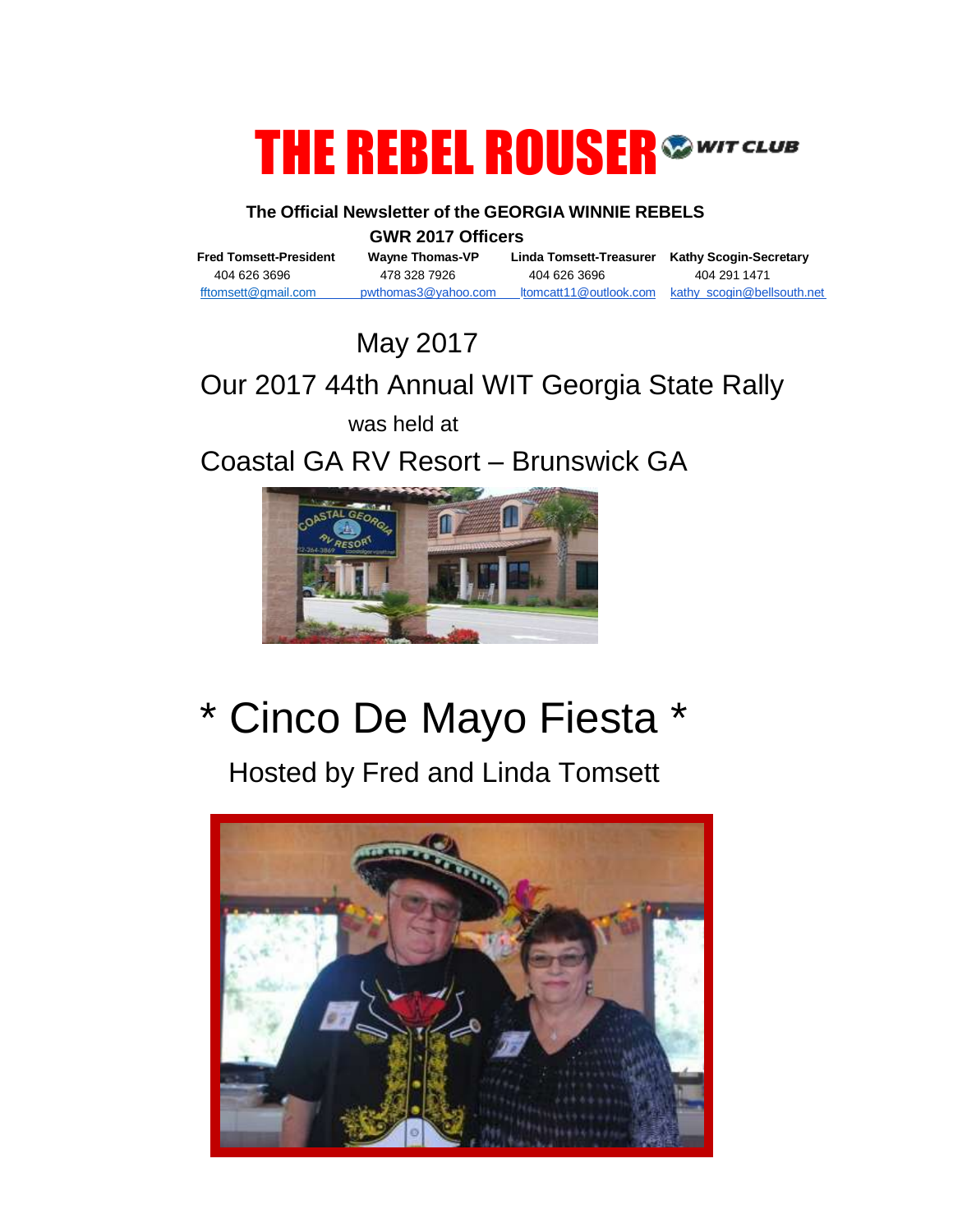# THE REBEL ROUSER

WIT CLUB

**The Official Newsletter of the GEORGIA WINNIE REBELS**

**GWR 2017 Officers**

| **Fred Tomsett-President** | **Wayne Thomas-VP** | **Linda Tomsett-Treasurer** | **Kathy Scogin-Secretary** |
|---|---|---|---|
| 404 626 3696 | 478 328 7926 | 404 626 3696 | 404 291 1471 |
| fftomsett@gmail.com | pwthomas3@yahoo.com | ltomcatt11@outlook.com | kathy_scogin@bellsouth.net |

May 2017

Our 2017 44th Annual WIT Georgia State Rally

was held at

Coastal GA RV Resort – Brunswick GA

# * Cinco De Mayo Fiesta *

Hosted by Fred and Linda Tomsett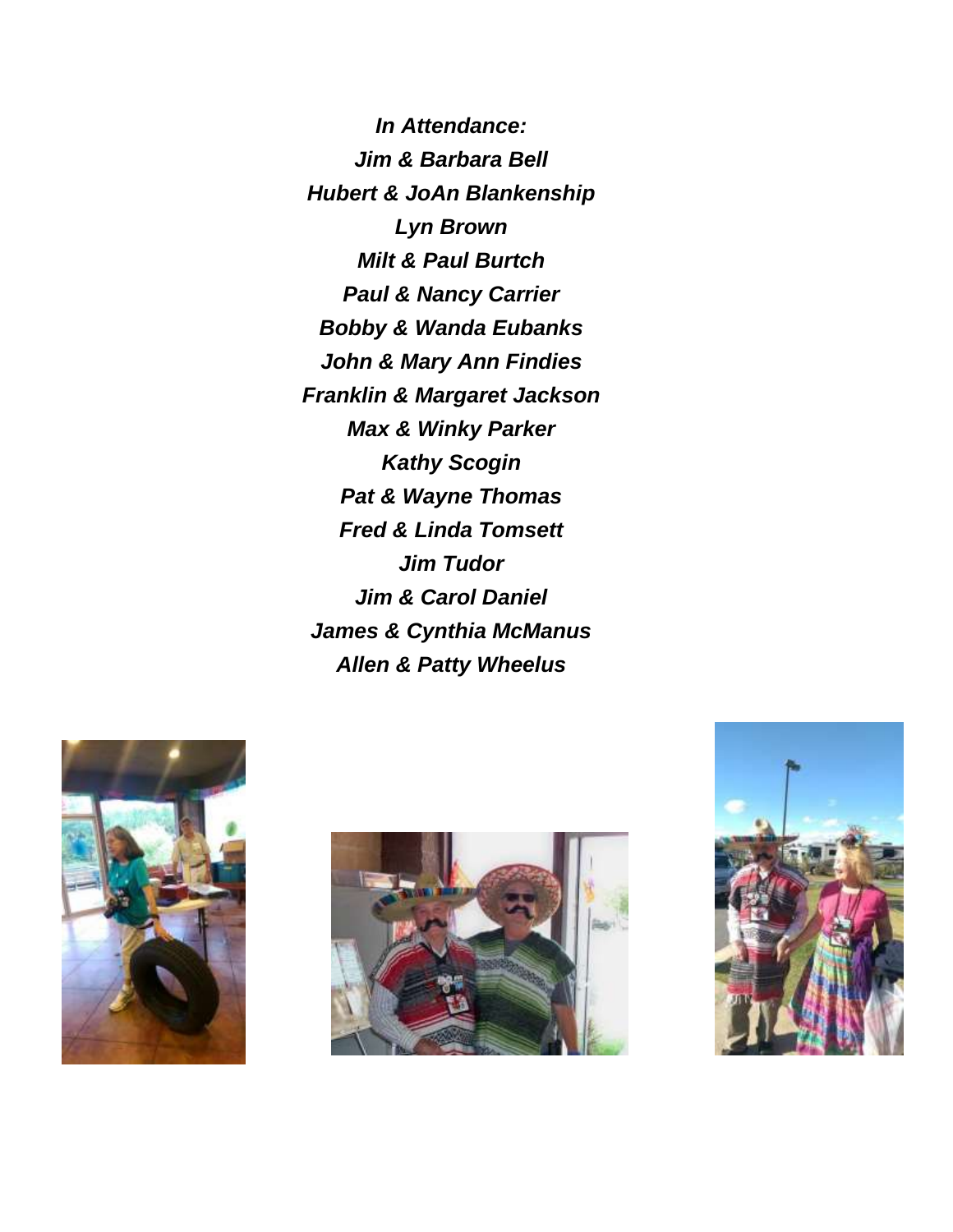***In Attendance:***

***Jim & Barbara Bell***

***Hubert & JoAn Blankenship***

***Lyn Brown***

***Milt & Paul Burtch***

***Paul & Nancy Carrier***

***Bobby & Wanda Eubanks***

***John & Mary Ann Findies***

***Franklin & Margaret Jackson***

***Max & Winky Parker***

***Kathy Scogin***

***Pat & Wayne Thomas***

***Fred & Linda Tomsett***

***Jim Tudor***

***Jim & Carol Daniel***

***James & Cynthia McManus***

***Allen & Patty Wheelus***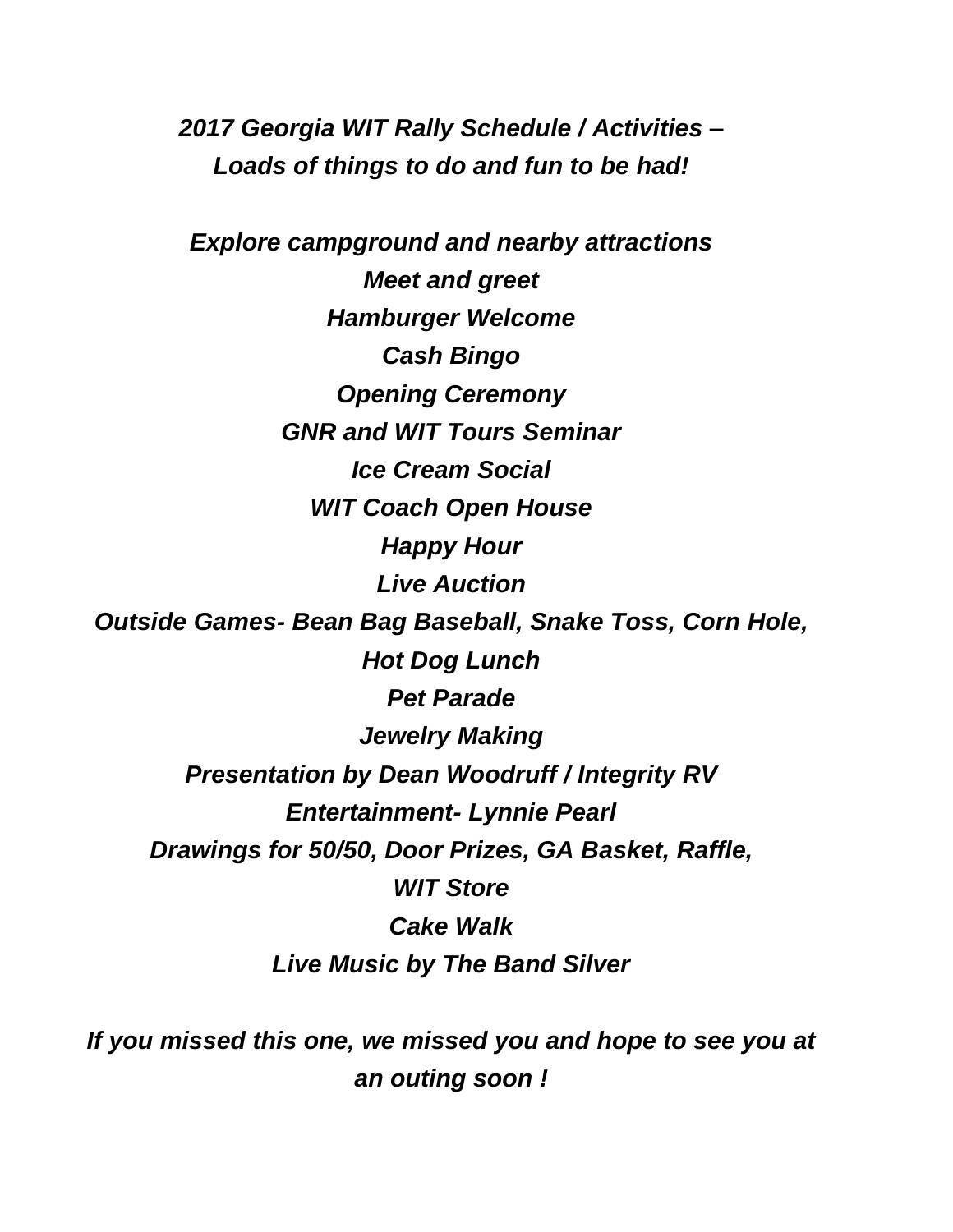***2017 Georgia WIT Rally Schedule / Activities –***
***Loads of things to do and fun to be had!***

***Explore campground and nearby attractions***

***Meet and greet***

***Hamburger Welcome***

***Cash Bingo***

***Opening Ceremony***

***GNR and WIT Tours Seminar***

***Ice Cream Social***

***WIT Coach Open House***

***Happy Hour***

***Live Auction***

***Outside Games- Bean Bag Baseball, Snake Toss, Corn Hole,***

***Hot Dog Lunch***

***Pet Parade***

***Jewelry Making***

***Presentation by Dean Woodruff / Integrity RV***

***Entertainment- Lynnie Pearl***

***Drawings for 50/50, Door Prizes, GA Basket, Raffle,***

***WIT Store***

***Cake Walk***

***Live Music by The Band Silver***

***If you missed this one, we missed you and hope to see you at an outing soon !***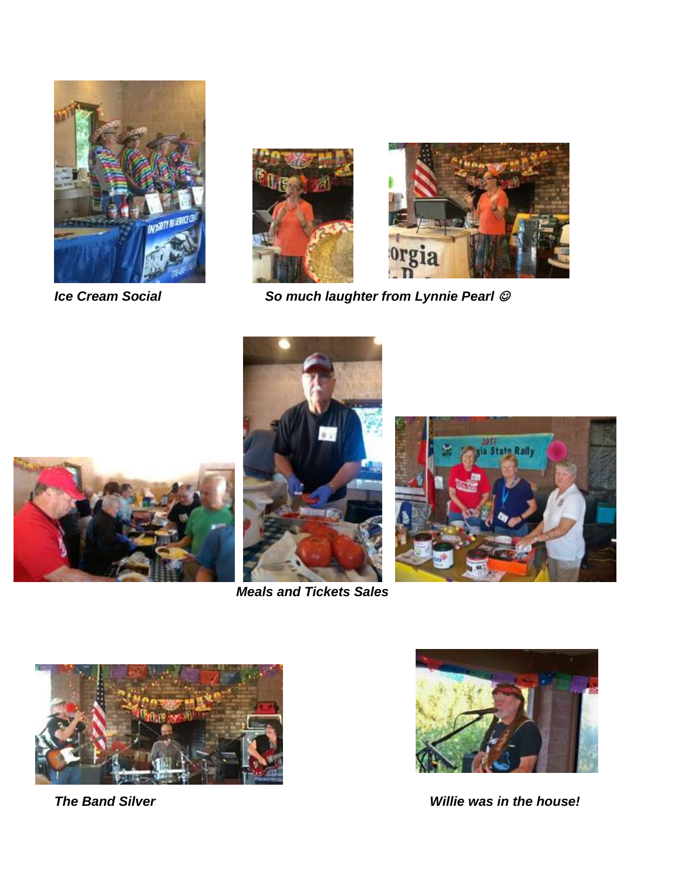***Ice Cream Social***

***So much laughter from Lynnie Pearl ☺***

***Meals and Tickets Sales***

***The Band Silver***

***Willie was in the house!***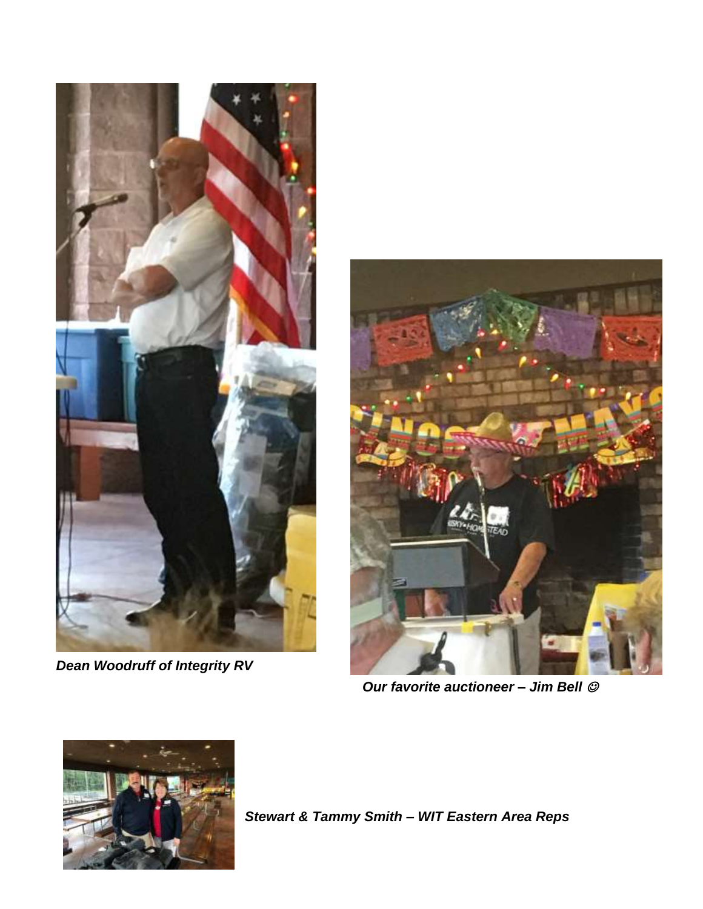***Dean Woodruff of Integrity RV***

***Our favorite auctioneer – Jim Bell*** ☺

***Stewart & Tammy Smith – WIT Eastern Area Reps***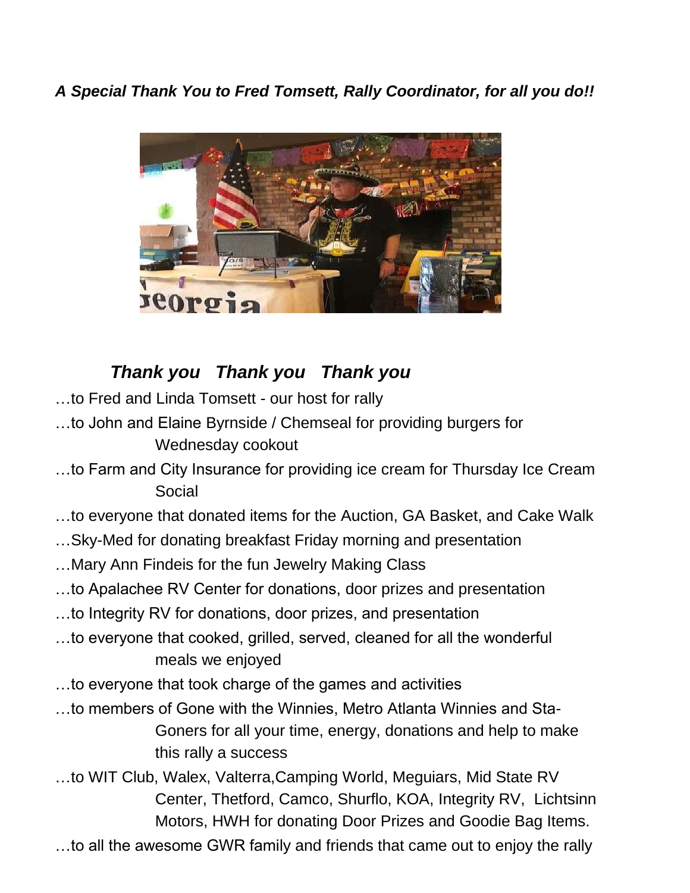***A Special Thank You to Fred Tomsett, Rally Coordinator, for all you do!!***

***Thank you   Thank you   Thank you***

…to Fred and Linda Tomsett - our host for rally

…to John and Elaine Byrnside / Chemseal for providing burgers for Wednesday cookout

…to Farm and City Insurance for providing ice cream for Thursday Ice Cream Social

…to everyone that donated items for the Auction, GA Basket, and Cake Walk

…Sky-Med for donating breakfast Friday morning and presentation

…Mary Ann Findeis for the fun Jewelry Making Class

…to Apalachee RV Center for donations, door prizes and presentation

…to Integrity RV for donations, door prizes, and presentation

…to everyone that cooked, grilled, served, cleaned for all the wonderful meals we enjoyed

…to everyone that took charge of the games and activities

…to members of Gone with the Winnies, Metro Atlanta Winnies and Sta-Goners for all your time, energy, donations and help to make this rally a success

…to WIT Club, Walex, Valterra,Camping World, Meguiars, Mid State RV Center, Thetford, Camco, Shurflo, KOA, Integrity RV, Lichtsinn Motors, HWH for donating Door Prizes and Goodie Bag Items.

…to all the awesome GWR family and friends that came out to enjoy the rally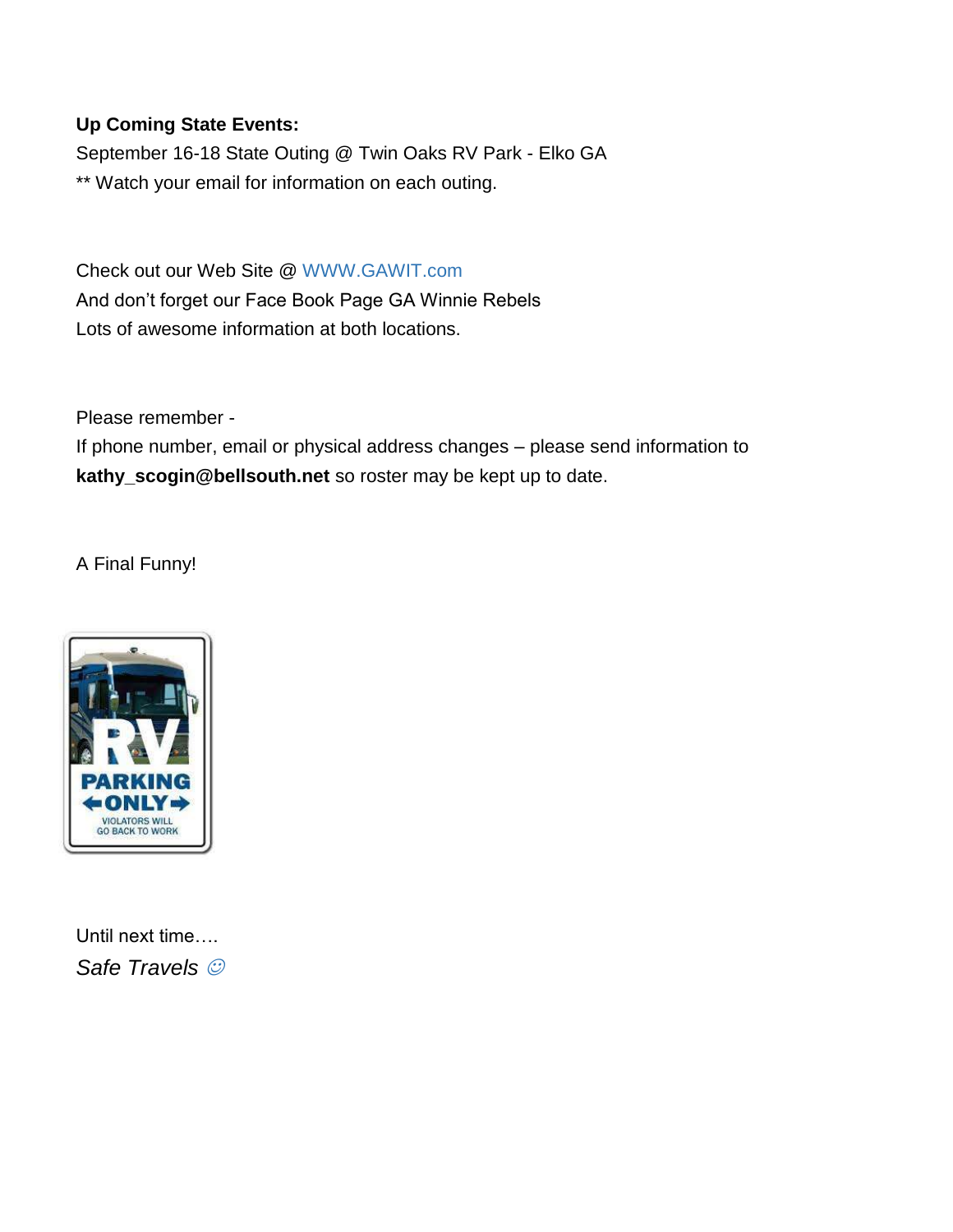**Up Coming State Events:**
September 16-18 State Outing @ Twin Oaks RV Park - Elko GA
** Watch your email for information on each outing.

Check out our Web Site @ WWW.GAWIT.com
And don't forget our Face Book Page GA Winnie Rebels
Lots of awesome information at both locations.

Please remember -
If phone number, email or physical address changes – please send information to **kathy_scogin@bellsouth.net** so roster may be kept up to date.

A Final Funny!

Until next time….
*Safe Travels* ☺